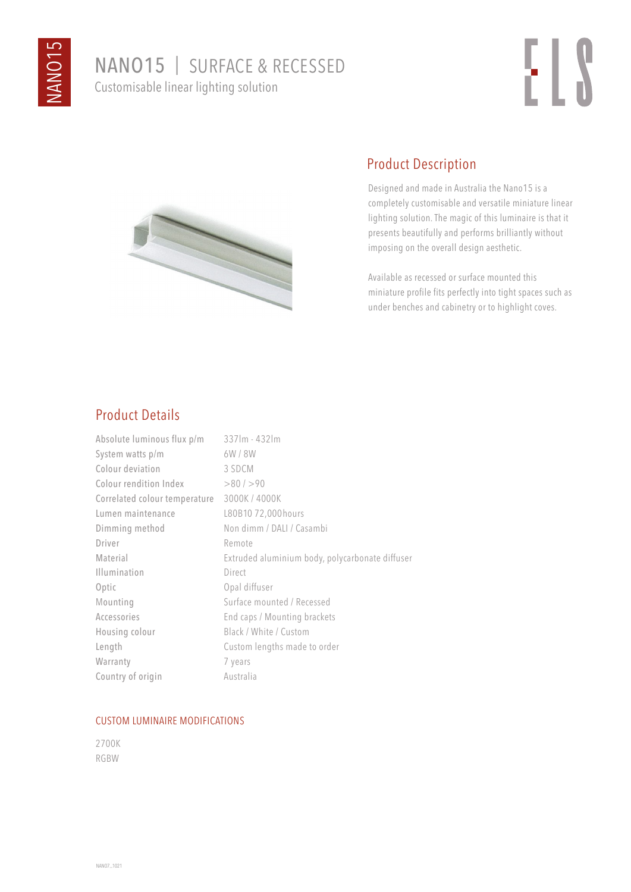# NANO15 | SURFACE & RECESSED

Customisable linear lighting solution

## Product Description

Designed and made in Australia the Nano15 is a completely customisable and versatile miniature linear lighting solution. The magic of this luminaire is that it presents beautifully and performs brilliantly without imposing on the overall design aesthetic.

Available as recessed or surface mounted this miniature profile fits perfectly into tight spaces such as under benches and cabinetry or to highlight coves.

## Product Details

| | |
|---|---|
| Absolute luminous flux p/m | 337lm - 432lm |
| System watts p/m | 6W / 8W |
| Colour deviation | 3 SDCM |
| Colour rendition Index | >80 / >90 |
| Correlated colour temperature | 3000K / 4000K |
| Lumen maintenance | L80B10 72,000hours |
| Dimming method | Non dimm / DALI / Casambi |
| Driver | Remote |
| Material | Extruded aluminium body, polycarbonate diffuser |
| Illumination | Direct |
| Optic | Opal diffuser |
| Mounting | Surface mounted / Recessed |
| Accessories | End caps / Mounting brackets |
| Housing colour | Black / White / Custom |
| Length | Custom lengths made to order |
| Warranty | 7 years |
| Country of origin | Australia |

### CUSTOM LUMINAIRE MODIFICATIONS

2700K
RGBW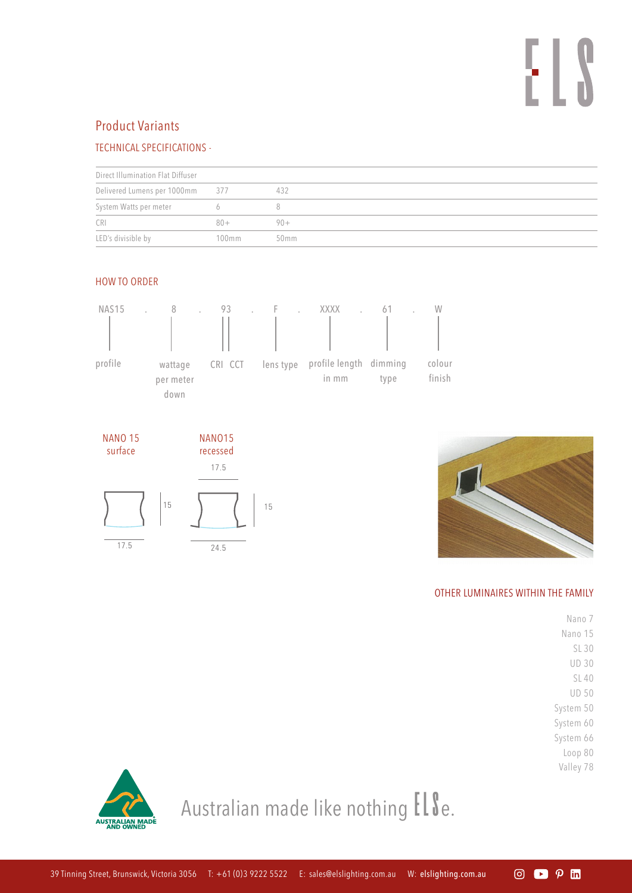## Product Variants

### TECHNICAL SPECIFICATIONS -

| Direct Illumination Flat Diffuser | | |
|---|---|---|
| Delivered Lumens per 1000mm | 377 | 432 |
| System Watts per meter | 6 | 8 |
| CRI | 80+ | 90+ |
| LED's divisible by | 100mm | 50mm |

### HOW TO ORDER

NAS15 . 8 . 93 . F . XXXX . 61 . W

profile — wattage per meter down — CRI CCT — lens type — profile length in mm — dimming type — colour finish

NANO 15 surface

15

17.5

NANO15 recessed

17.5

15

24.5

### OTHER LUMINAIRES WITHIN THE FAMILY

Nano 7
Nano 15
SL 30
UD 30
SL 40
UD 50
System 50
System 60
System 66
Loop 80
Valley 78

AUSTRALIAN MADE AND OWNED

Australian made like nothing ELSe.

39 Tinning Street, Brunswick, Victoria 3056 T: +61 (0)3 9222 5522 E: sales@elslighting.com.au W: elslighting.com.au